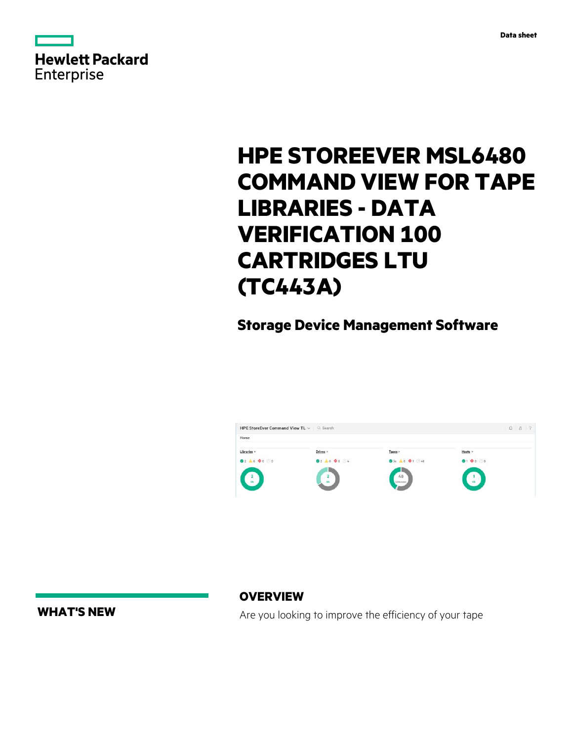Data sheet

# HPE STOREEVER MSL6480 COMMAND VIEW FOR TAPE LIBRARIES - DATA VERIFICATION 100 CARTRIDGES LTU (TC443A)

## Storage Device Management Software

## WHAT'S NEW

## OVERVIEW

Are you looking to improve the efficiency of your tape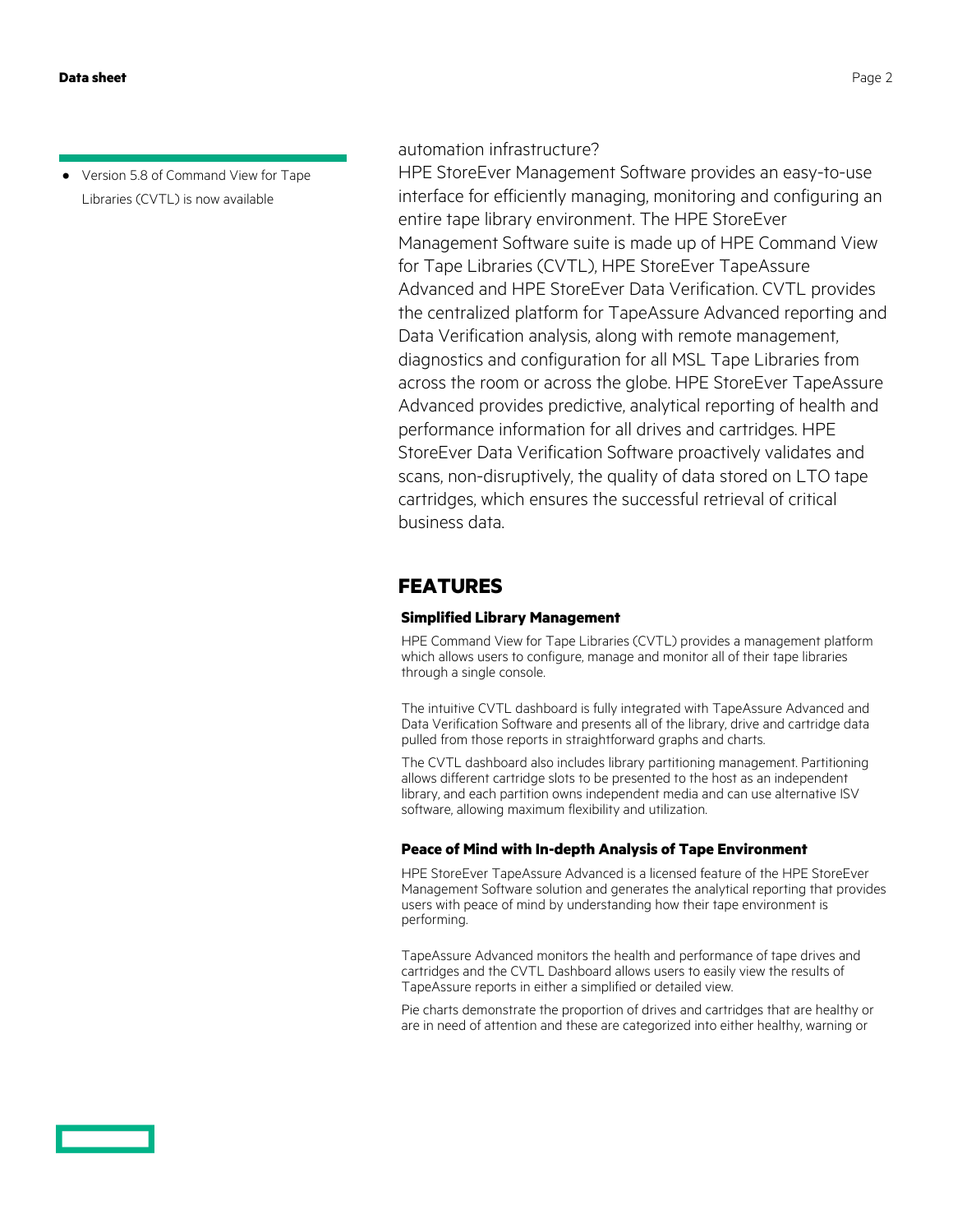- Version 5.8 of Command View for Tape Libraries (CVTL) is now available

automation infrastructure?

HPE StoreEver Management Software provides an easy-to-use interface for efficiently managing, monitoring and configuring an entire tape library environment. The HPE StoreEver Management Software suite is made up of HPE Command View for Tape Libraries (CVTL), HPE StoreEver TapeAssure Advanced and HPE StoreEver Data Verification. CVTL provides the centralized platform for TapeAssure Advanced reporting and Data Verification analysis, along with remote management, diagnostics and configuration for all MSL Tape Libraries from across the room or across the globe. HPE StoreEver TapeAssure Advanced provides predictive, analytical reporting of health and performance information for all drives and cartridges. HPE StoreEver Data Verification Software proactively validates and scans, non-disruptively, the quality of data stored on LTO tape cartridges, which ensures the successful retrieval of critical business data.

## FEATURES

### Simplified Library Management

HPE Command View for Tape Libraries (CVTL) provides a management platform which allows users to configure, manage and monitor all of their tape libraries through a single console.

The intuitive CVTL dashboard is fully integrated with TapeAssure Advanced and Data Verification Software and presents all of the library, drive and cartridge data pulled from those reports in straightforward graphs and charts.

The CVTL dashboard also includes library partitioning management. Partitioning allows different cartridge slots to be presented to the host as an independent library, and each partition owns independent media and can use alternative ISV software, allowing maximum flexibility and utilization.

### Peace of Mind with In-depth Analysis of Tape Environment

HPE StoreEver TapeAssure Advanced is a licensed feature of the HPE StoreEver Management Software solution and generates the analytical reporting that provides users with peace of mind by understanding how their tape environment is performing.

TapeAssure Advanced monitors the health and performance of tape drives and cartridges and the CVTL Dashboard allows users to easily view the results of TapeAssure reports in either a simplified or detailed view.

Pie charts demonstrate the proportion of drives and cartridges that are healthy or are in need of attention and these are categorized into either healthy, warning or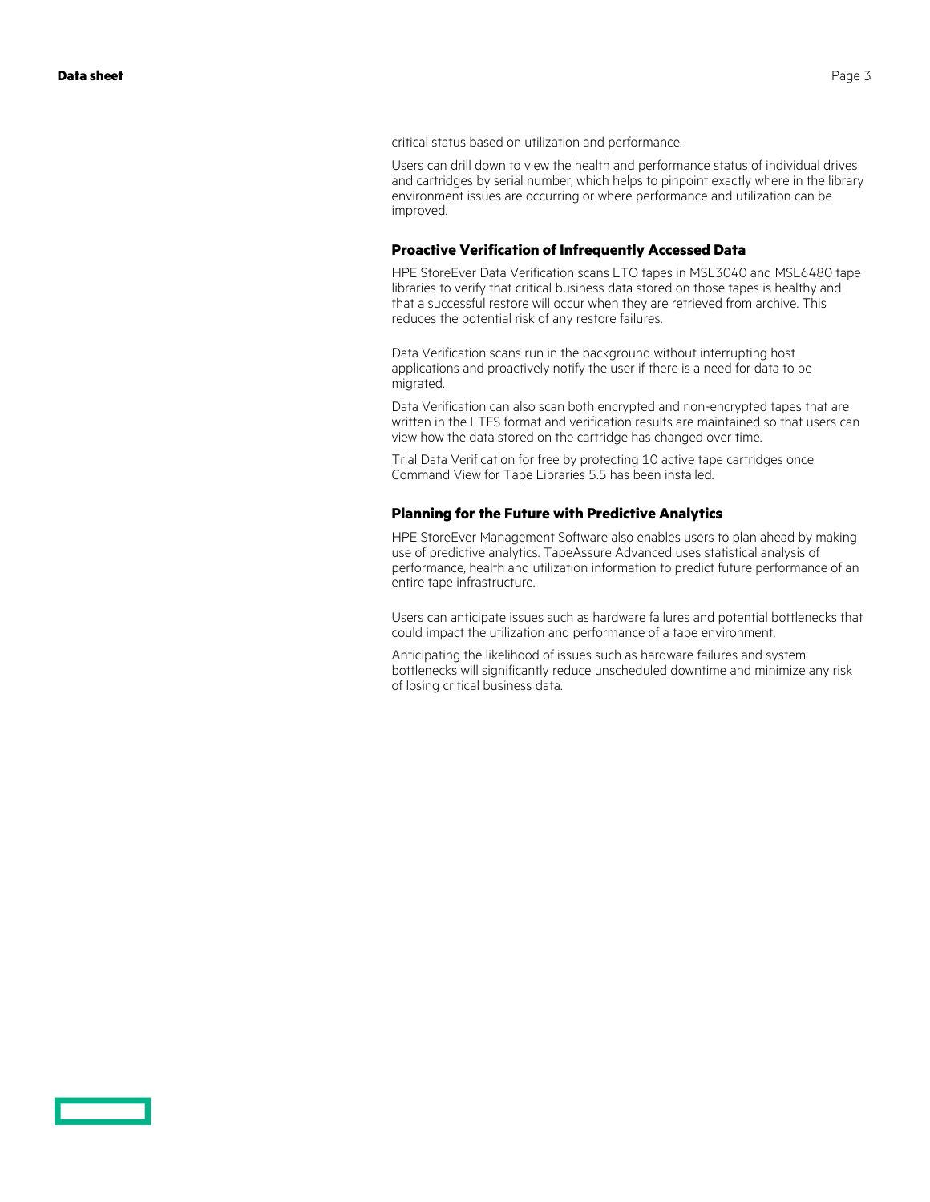critical status based on utilization and performance.

Users can drill down to view the health and performance status of individual drives and cartridges by serial number, which helps to pinpoint exactly where in the library environment issues are occurring or where performance and utilization can be improved.

### Proactive Verification of Infrequently Accessed Data

HPE StoreEver Data Verification scans LTO tapes in MSL3040 and MSL6480 tape libraries to verify that critical business data stored on those tapes is healthy and that a successful restore will occur when they are retrieved from archive. This reduces the potential risk of any restore failures.

Data Verification scans run in the background without interrupting host applications and proactively notify the user if there is a need for data to be migrated.

Data Verification can also scan both encrypted and non-encrypted tapes that are written in the LTFS format and verification results are maintained so that users can view how the data stored on the cartridge has changed over time.

Trial Data Verification for free by protecting 10 active tape cartridges once Command View for Tape Libraries 5.5 has been installed.

### Planning for the Future with Predictive Analytics

HPE StoreEver Management Software also enables users to plan ahead by making use of predictive analytics. TapeAssure Advanced uses statistical analysis of performance, health and utilization information to predict future performance of an entire tape infrastructure.

Users can anticipate issues such as hardware failures and potential bottlenecks that could impact the utilization and performance of a tape environment.

Anticipating the likelihood of issues such as hardware failures and system bottlenecks will significantly reduce unscheduled downtime and minimize any risk of losing critical business data.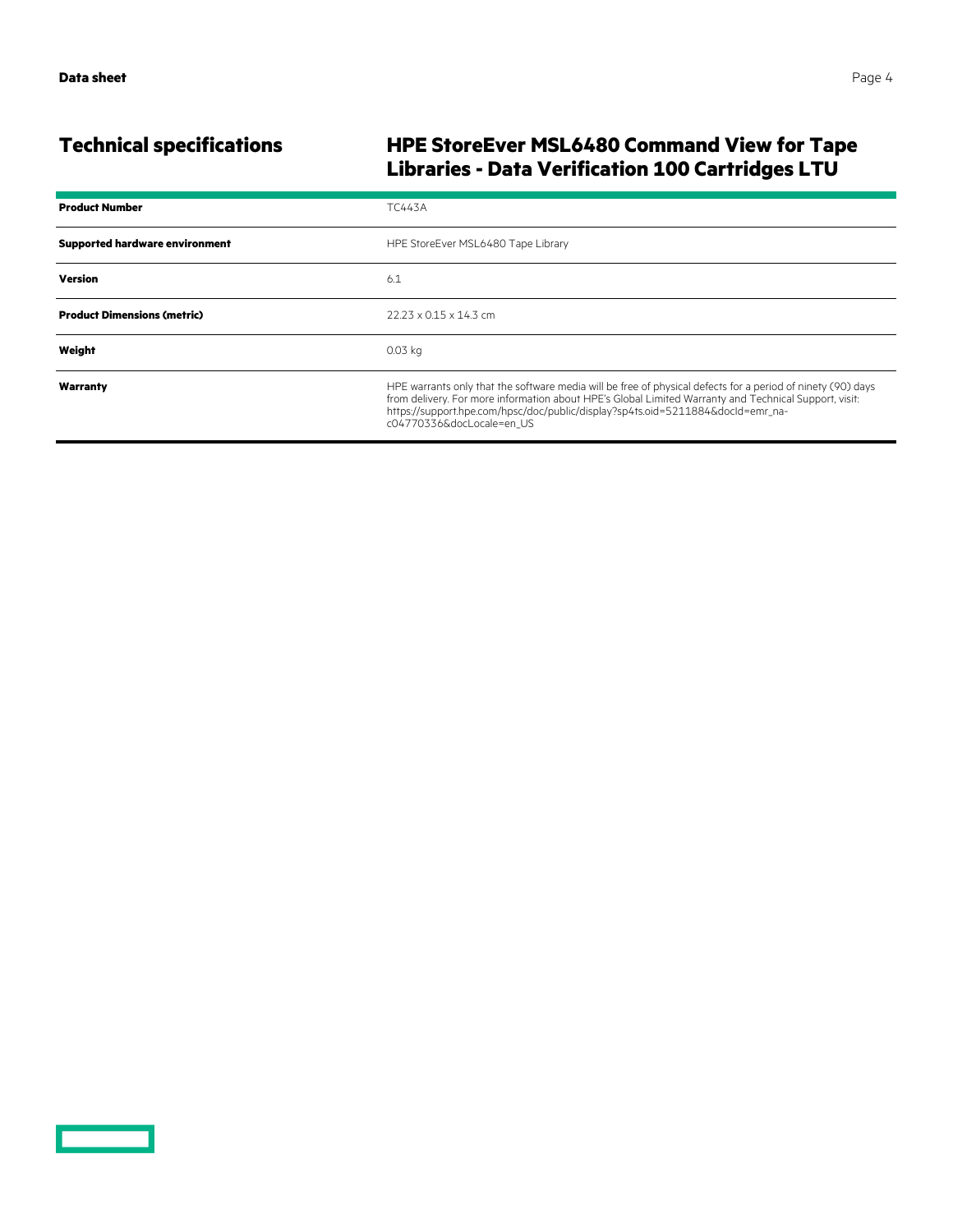## Technical specifications

## HPE StoreEver MSL6480 Command View for Tape Libraries - Data Verification 100 Cartridges LTU

| | |
|---|---|
| **Product Number** | TC443A |
| **Supported hardware environment** | HPE StoreEver MSL6480 Tape Library |
| **Version** | 6.1 |
| **Product Dimensions (metric)** | 22.23 x 0.15 x 14.3 cm |
| **Weight** | 0.03 kg |
| **Warranty** | HPE warrants only that the software media will be free of physical defects for a period of ninety (90) days from delivery. For more information about HPE's Global Limited Warranty and Technical Support, visit: https://support.hpe.com/hpsc/doc/public/display?sp4ts.oid=5211884&docId=emr_na-c04770336&docLocale=en_US |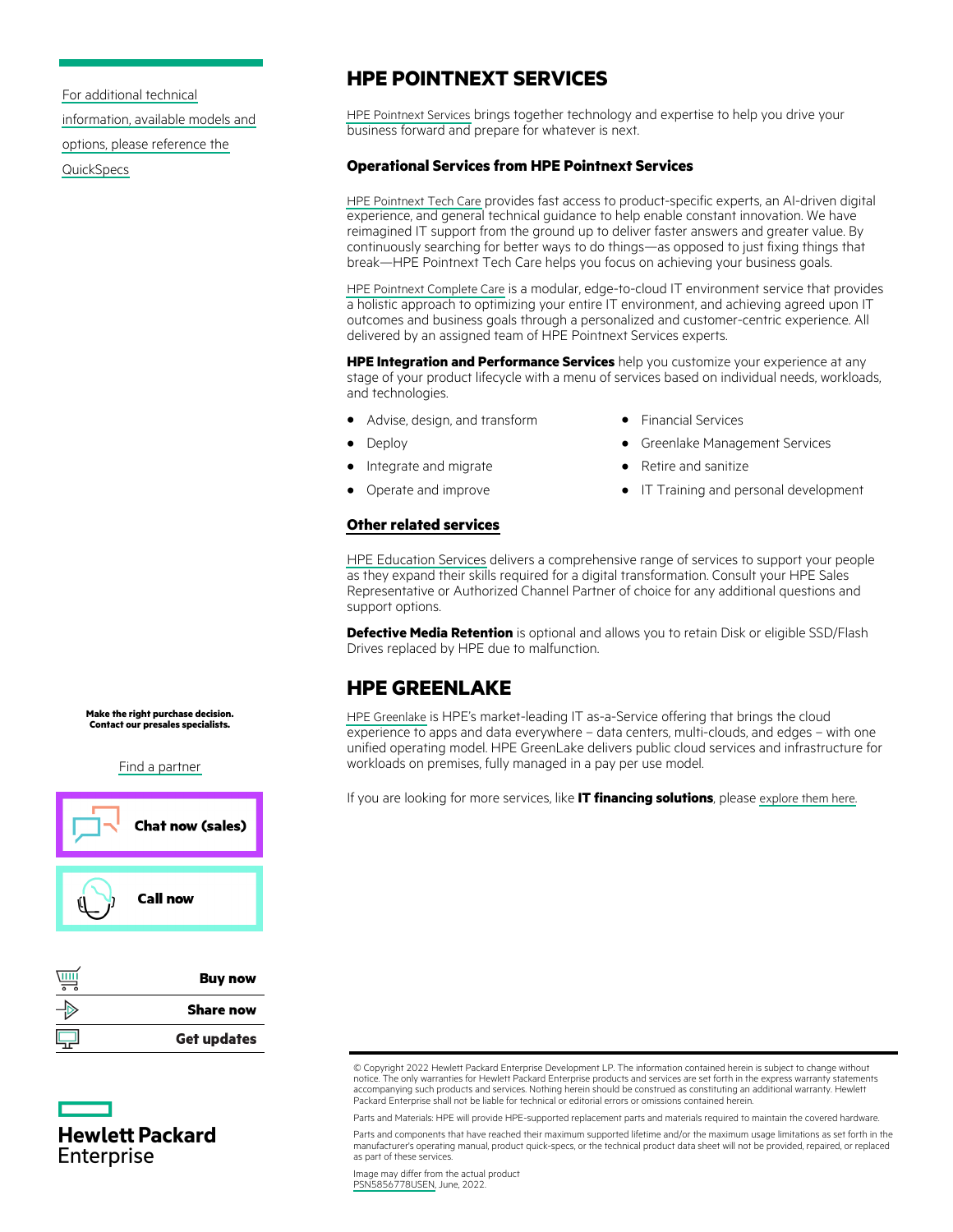For additional technical information, available models and options, please reference the QuickSpecs

# HPE POINTNEXT SERVICES

HPE Pointnext Services brings together technology and expertise to help you drive your business forward and prepare for whatever is next.

### Operational Services from HPE Pointnext Services

HPE Pointnext Tech Care provides fast access to product-specific experts, an AI-driven digital experience, and general technical guidance to help enable constant innovation. We have reimagined IT support from the ground up to deliver faster answers and greater value. By continuously searching for better ways to do things—as opposed to just fixing things that break—HPE Pointnext Tech Care helps you focus on achieving your business goals.

HPE Pointnext Complete Care is a modular, edge-to-cloud IT environment service that provides a holistic approach to optimizing your entire IT environment, and achieving agreed upon IT outcomes and business goals through a personalized and customer-centric experience. All delivered by an assigned team of HPE Pointnext Services experts.

**HPE Integration and Performance Services** help you customize your experience at any stage of your product lifecycle with a menu of services based on individual needs, workloads, and technologies.

- Advise, design, and transform
- Deploy
- Integrate and migrate
- Operate and improve
- Financial Services
- Greenlake Management Services
- Retire and sanitize
- IT Training and personal development

### Other related services

HPE Education Services delivers a comprehensive range of services to support your people as they expand their skills required for a digital transformation. Consult your HPE Sales Representative or Authorized Channel Partner of choice for any additional questions and support options.

**Defective Media Retention** is optional and allows you to retain Disk or eligible SSD/Flash Drives replaced by HPE due to malfunction.

# HPE GREENLAKE

HPE Greenlake is HPE's market-leading IT as-a-Service offering that brings the cloud experience to apps and data everywhere – data centers, multi-clouds, and edges – with one unified operating model. HPE GreenLake delivers public cloud services and infrastructure for workloads on premises, fully managed in a pay per use model.

If you are looking for more services, like **IT financing solutions**, please explore them here.

**Make the right purchase decision. Contact our presales specialists.**

Find a partner

Chat now (sales)

Call now

Buy now

Share now

Get updates

Hewlett Packard Enterprise

© Copyright 2022 Hewlett Packard Enterprise Development LP. The information contained herein is subject to change without notice. The only warranties for Hewlett Packard Enterprise products and services are set forth in the express warranty statements accompanying such products and services. Nothing herein should be construed as constituting an additional warranty. Hewlett Packard Enterprise shall not be liable for technical or editorial errors or omissions contained herein.

Parts and Materials: HPE will provide HPE-supported replacement parts and materials required to maintain the covered hardware.

Parts and components that have reached their maximum supported lifetime and/or the maximum usage limitations as set forth in the manufacturer's operating manual, product quick-specs, or the technical product data sheet will not be provided, repaired, or replaced as part of these services.

Image may differ from the actual product
PSN5856778USEN, June, 2022.